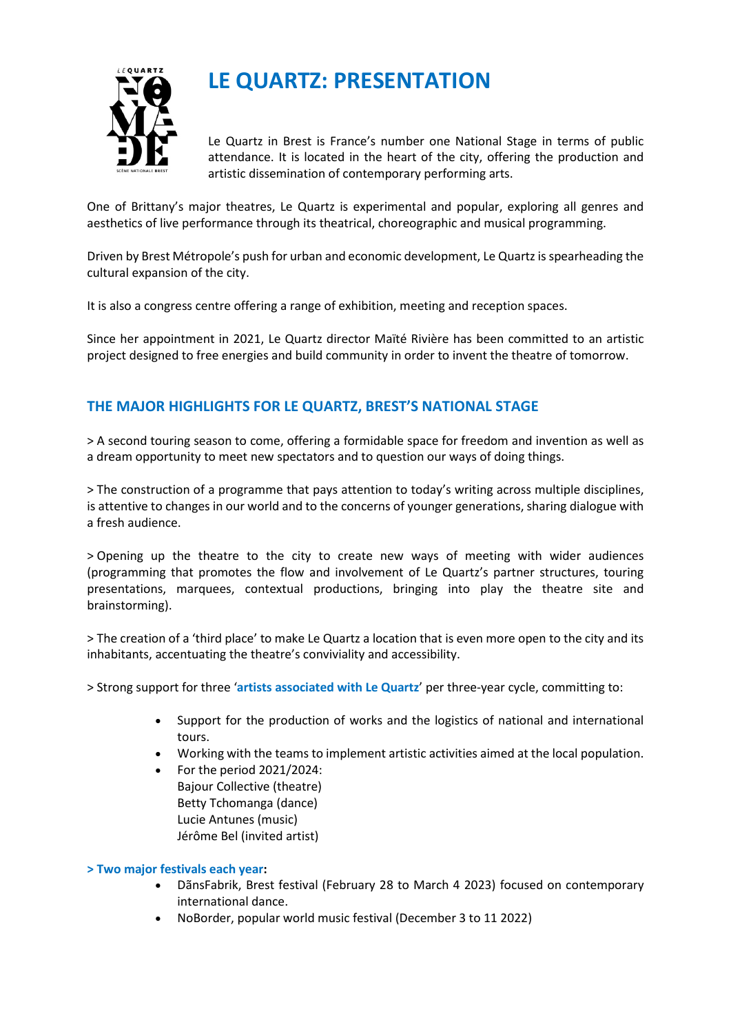# LE QUARTZ: PRESENTATION

Le Quartz in Brest is France's number one National Stage in terms of public attendance. It is located in the heart of the city, offering the production and artistic dissemination of contemporary performing arts.

One of Brittany's major theatres, Le Quartz is experimental and popular, exploring all genres and aesthetics of live performance through its theatrical, choreographic and musical programming.

Driven by Brest Métropole's push for urban and economic development, Le Quartz is spearheading the cultural expansion of the city.

It is also a congress centre offering a range of exhibition, meeting and reception spaces.

Since her appointment in 2021, Le Quartz director Maïté Rivière has been committed to an artistic project designed to free energies and build community in order to invent the theatre of tomorrow.

## THE MAJOR HIGHLIGHTS FOR LE QUARTZ, BREST'S NATIONAL STAGE

> A second touring season to come, offering a formidable space for freedom and invention as well as a dream opportunity to meet new spectators and to question our ways of doing things.

> The construction of a programme that pays attention to today's writing across multiple disciplines, is attentive to changes in our world and to the concerns of younger generations, sharing dialogue with a fresh audience.

> Opening up the theatre to the city to create new ways of meeting with wider audiences (programming that promotes the flow and involvement of Le Quartz's partner structures, touring presentations, marquees, contextual productions, bringing into play the theatre site and brainstorming).

> The creation of a 'third place' to make Le Quartz a location that is even more open to the city and its inhabitants, accentuating the theatre's conviviality and accessibility.

> Strong support for three '**artists associated with Le Quartz**' per three-year cycle, committing to:

- Support for the production of works and the logistics of national and international tours.
- Working with the teams to implement artistic activities aimed at the local population.
- For the period 2021/2024:
  Bajour Collective (theatre)
  Betty Tchomanga (dance)
  Lucie Antunes (music)
  Jérôme Bel (invited artist)

**> Two major festivals each year:**

- DãnsFabrik, Brest festival (February 28 to March 4 2023) focused on contemporary international dance.
- NoBorder, popular world music festival (December 3 to 11 2022)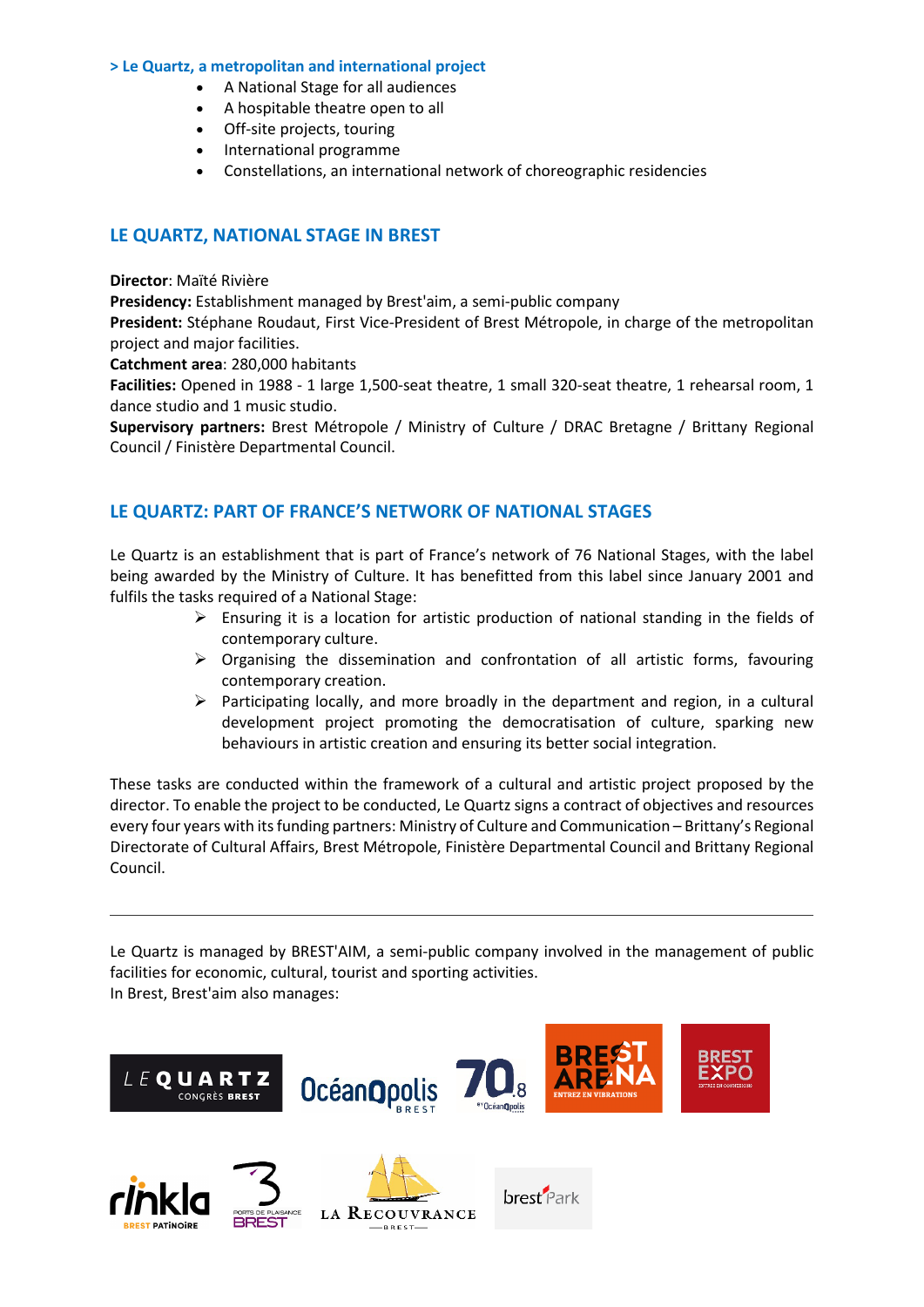**> Le Quartz, a metropolitan and international project**

- A National Stage for all audiences
- A hospitable theatre open to all
- Off-site projects, touring
- International programme
- Constellations, an international network of choreographic residencies

## LE QUARTZ, NATIONAL STAGE IN BREST

**Director**: Maïté Rivière
**Presidency:** Establishment managed by Brest'aim, a semi-public company
**President:** Stéphane Roudaut, First Vice-President of Brest Métropole, in charge of the metropolitan project and major facilities.
**Catchment area**: 280,000 habitants
**Facilities:** Opened in 1988 - 1 large 1,500-seat theatre, 1 small 320-seat theatre, 1 rehearsal room, 1 dance studio and 1 music studio.
**Supervisory partners:** Brest Métropole / Ministry of Culture / DRAC Bretagne / Brittany Regional Council / Finistère Departmental Council.

## LE QUARTZ: PART OF FRANCE'S NETWORK OF NATIONAL STAGES

Le Quartz is an establishment that is part of France's network of 76 National Stages, with the label being awarded by the Ministry of Culture. It has benefitted from this label since January 2001 and fulfils the tasks required of a National Stage:

- Ensuring it is a location for artistic production of national standing in the fields of contemporary culture.
- Organising the dissemination and confrontation of all artistic forms, favouring contemporary creation.
- Participating locally, and more broadly in the department and region, in a cultural development project promoting the democratisation of culture, sparking new behaviours in artistic creation and ensuring its better social integration.

These tasks are conducted within the framework of a cultural and artistic project proposed by the director. To enable the project to be conducted, Le Quartz signs a contract of objectives and resources every four years with its funding partners: Ministry of Culture and Communication – Brittany's Regional Directorate of Cultural Affairs, Brest Métropole, Finistère Departmental Council and Brittany Regional Council.

---

Le Quartz is managed by BREST'AIM, a semi-public company involved in the management of public facilities for economic, cultural, tourist and sporting activities.
In Brest, Brest'aim also manages:

LE QUARTZ CONGRÈS BREST
OcéanOpolis BREST
70.8 BY OcéanOpolis
BREST ARENA ENTREZ EN VIBRATIONS
BREST EXPO
rinkla BREST PATINOIRE
PORTS DE PLAISANCE BREST
LA RECOUVRANCE BREST
brest'Park